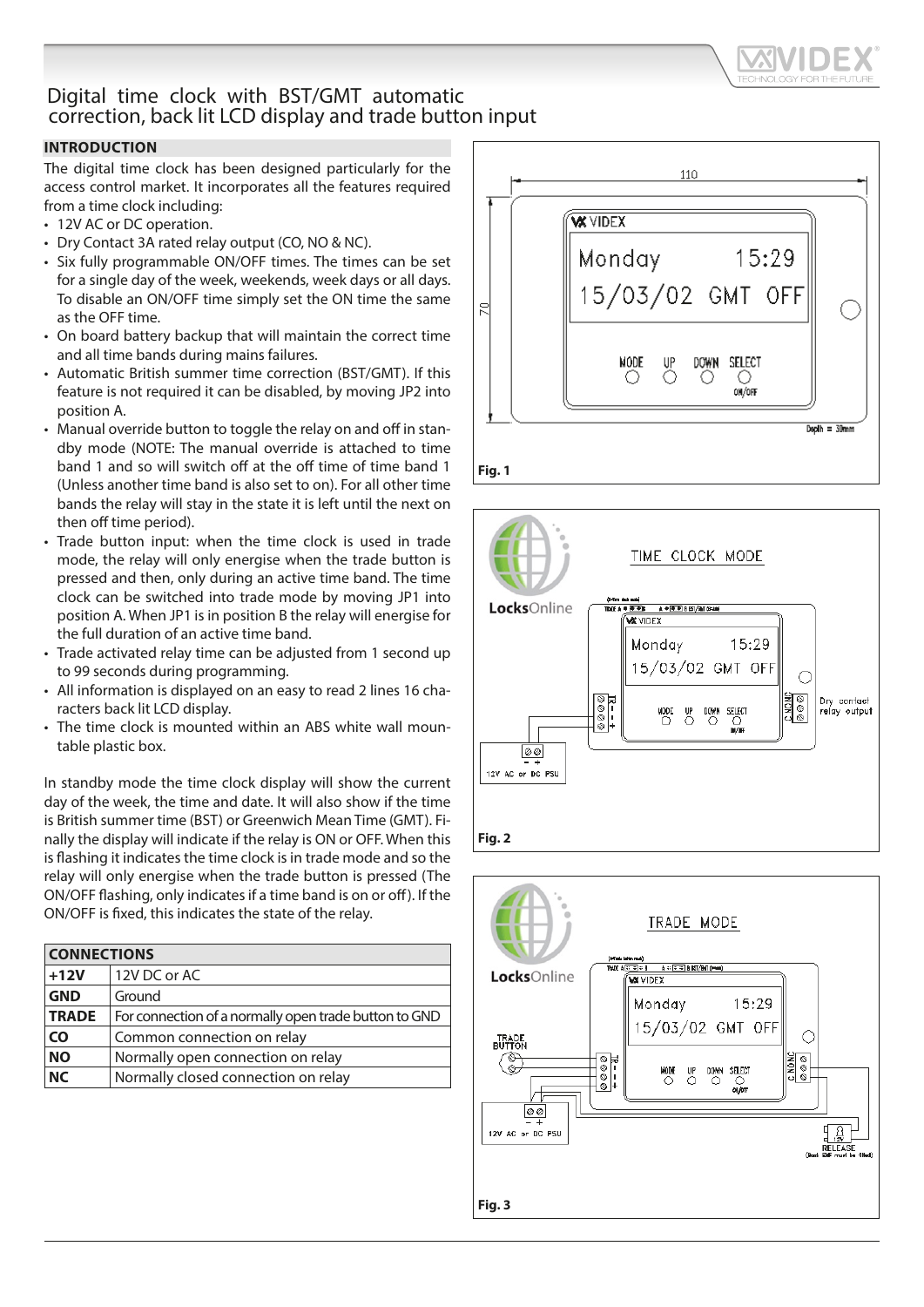# Digital time clock with BST/GMT automatic correction, back lit LCD display and trade button input

## INTRODUCTION

The digital time clock has been designed particularly for the access control market. It incorporates all the features required from a time clock including:

- 12V AC or DC operation.
- Dry Contact 3A rated relay output (CO, NO & NC).
- Six fully programmable ON/OFF times. The times can be set for a single day of the week, weekends, week days or all days. To disable an ON/OFF time simply set the ON time the same as the OFF time.
- On board battery backup that will maintain the correct time and all time bands during mains failures.
- Automatic British summer time correction (BST/GMT). If this feature is not required it can be disabled, by moving JP2 into position A.
- Manual override button to toggle the relay on and off in standby mode (NOTE: The manual override is attached to time band 1 and so will switch off at the off time of time band 1 (Unless another time band is also set to on). For all other time bands the relay will stay in the state it is left until the next on then off time period).
- Trade button input: when the time clock is used in trade mode, the relay will only energise when the trade button is pressed and then, only during an active time band. The time clock can be switched into trade mode by moving JP1 into position A. When JP1 is in position B the relay will energise for the full duration of an active time band.
- Trade activated relay time can be adjusted from 1 second up to 99 seconds during programming.
- All information is displayed on an easy to read 2 lines 16 characters back lit LCD display.
- The time clock is mounted within an ABS white wall mountable plastic box.

In standby mode the time clock display will show the current day of the week, the time and date. It will also show if the time is British summer time (BST) or Greenwich Mean Time (GMT). Finally the display will indicate if the relay is ON or OFF. When this is flashing it indicates the time clock is in trade mode and so the relay will only energise when the trade button is pressed (The ON/OFF flashing, only indicates if a time band is on or off). If the ON/OFF is fixed, this indicates the state of the relay.

| CONNECTIONS | |
|---|---|
| **+12V** | 12V DC or AC |
| **GND** | Ground |
| **TRADE** | For connection of a normally open trade button to GND |
| **CO** | Common connection on relay |
| **NO** | Normally open connection on relay |
| **NC** | Normally closed connection on relay |

Fig. 1

Fig. 2

Fig. 3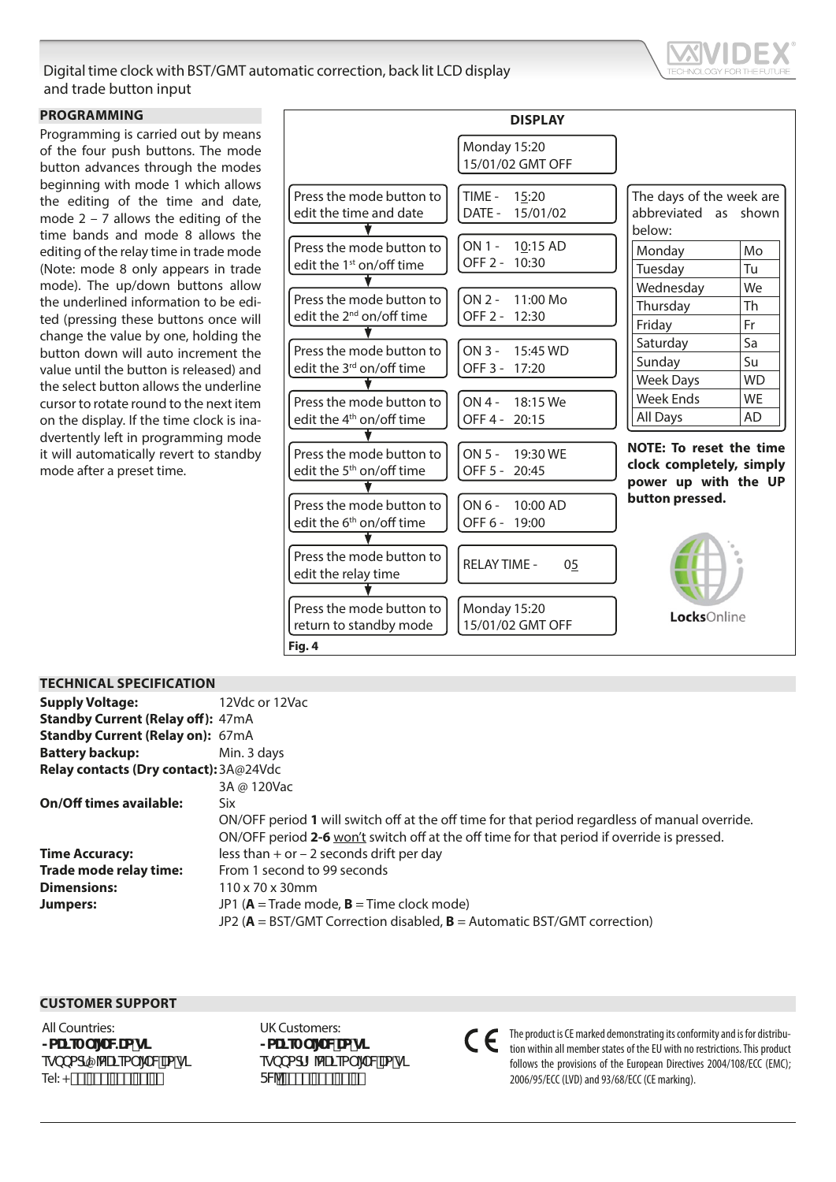Digital time clock with BST/GMT automatic correction, back lit LCD display and trade button input

## PROGRAMMING

Programming is carried out by means of the four push buttons. The mode button advances through the modes beginning with mode 1 which allows the editing of the time and date, mode 2 – 7 allows the editing of the time bands and mode 8 allows the editing of the relay time in trade mode (Note: mode 8 only appears in trade mode). The up/down buttons allow the underlined information to be edited (pressing these buttons once will change the value by one, holding the button down will auto increment the value until the button is released) and the select button allows the underline cursor to rotate round to the next item on the display. If the time clock is inadvertently left in programming mode it will automatically revert to standby mode after a preset time.

| | DISPLAY |
|---|---|
| | Monday 15:20 15/01/02 GMT OFF |
| Press the mode button to edit the time and date | TIME - 15:20 DATE - 15/01/02 |
| Press the mode button to edit the 1st on/off time | ON 1 - 10:15 AD OFF 2 - 10:30 |
| Press the mode button to edit the 2nd on/off time | ON 2 - 11:00 Mo OFF 2 - 12:30 |
| Press the mode button to edit the 3rd on/off time | ON 3 - 15:45 WD OFF 3 - 17:20 |
| Press the mode button to edit the 4th on/off time | ON 4 - 18:15 We OFF 4 - 20:15 |
| Press the mode button to edit the 5th on/off time | ON 5 - 19:30 WE OFF 5 - 20:45 |
| Press the mode button to edit the 6th on/off time | ON 6 - 10:00 AD OFF 6 - 19:00 |
| Press the mode button to edit the relay time | RELAY TIME - 05 |
| Press the mode button to return to standby mode | Monday 15:20 15/01/02 GMT OFF |

Fig. 4

The days of the week are abbreviated as shown below:

| | |
|---|---|
| Monday | Mo |
| Tuesday | Tu |
| Wednesday | We |
| Thursday | Th |
| Friday | Fr |
| Saturday | Sa |
| Sunday | Su |
| Week Days | WD |
| Week Ends | WE |
| All Days | AD |

**NOTE: To reset the time clock completely, simply power up with the UP button pressed.**

LocksOnline

## TECHNICAL SPECIFICATION

**Supply Voltage:** 12Vdc or 12Vac
**Standby Current (Relay off):** 47mA
**Standby Current (Relay on):** 67mA
**Battery backup:** Min. 3 days
**Relay contacts (Dry contact):** 3A@24Vdc
3A @ 120Vac
**On/Off times available:** Six
ON/OFF period **1** will switch off at the off time for that period regardless of manual override.
ON/OFF period **2-6** won't switch off at the off time for that period if override is pressed.
**Time Accuracy:** less than + or – 2 seconds drift per day
**Trade mode relay time:** From 1 second to 99 seconds
**Dimensions:** 110 x 70 x 30mm
**Jumpers:** JP1 (**A** = Trade mode, **B** = Time clock mode)
JP2 (**A** = BST/GMT Correction disabled, **B** = Automatic BST/GMT correction)

## CUSTOMER SUPPORT

All Countries:
Tel: +

UK Customers:

The product is CE marked demonstrating its conformity and is for distribution within all member states of the EU with no restrictions. This product follows the provisions of the European Directives 2004/108/ECC (EMC); 2006/95/ECC (LVD) and 93/68/ECC (CE marking).